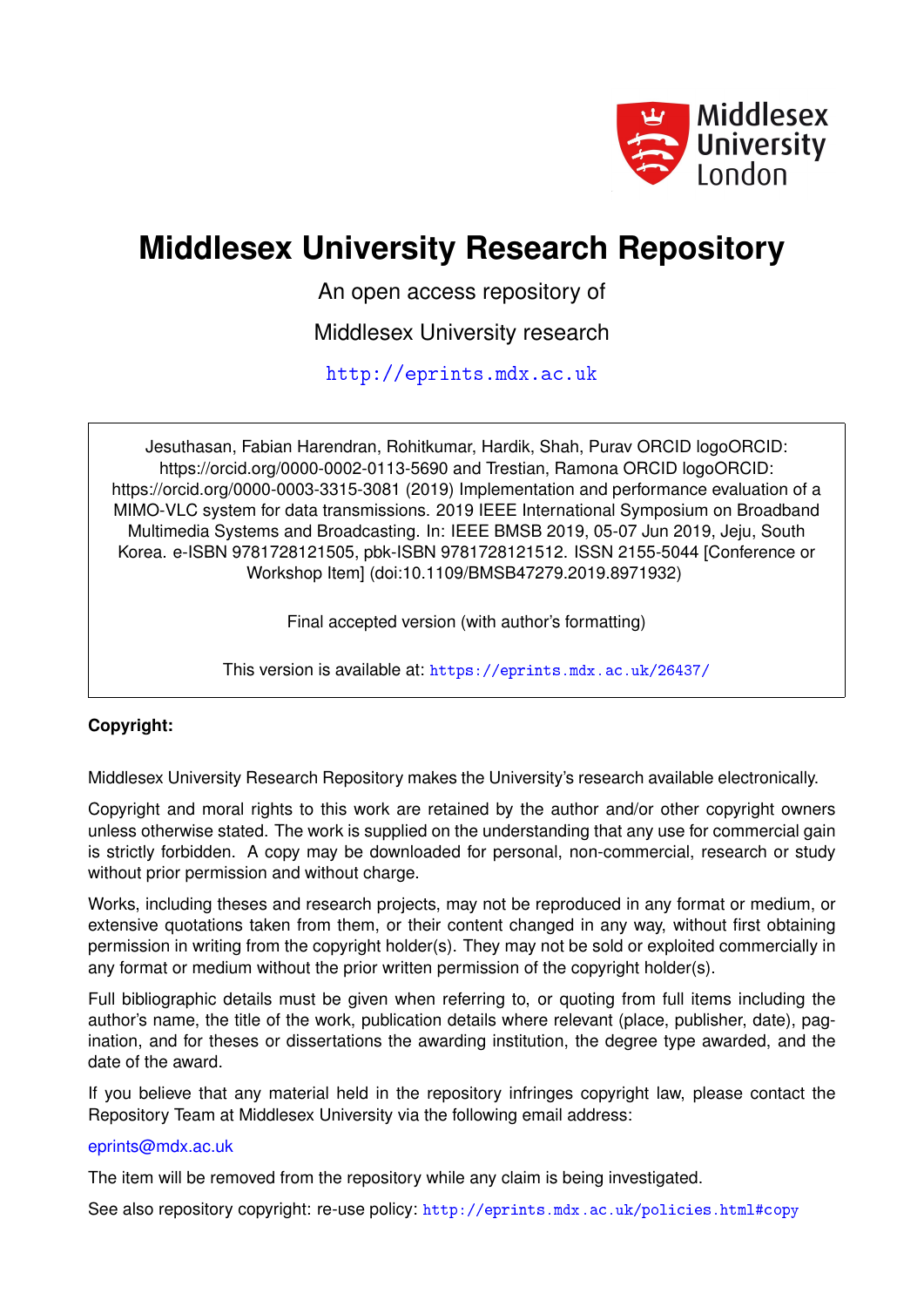Middlesex University London

# Middlesex University Research Repository

An open access repository of

Middlesex University research

http://eprints.mdx.ac.uk

Jesuthasan, Fabian Harendran, Rohitkumar, Hardik, Shah, Purav ORCID logoORCID: https://orcid.org/0000-0002-0113-5690 and Trestian, Ramona ORCID logoORCID: https://orcid.org/0000-0003-3315-3081 (2019) Implementation and performance evaluation of a MIMO-VLC system for data transmissions. 2019 IEEE International Symposium on Broadband Multimedia Systems and Broadcasting. In: IEEE BMSB 2019, 05-07 Jun 2019, Jeju, South Korea. e-ISBN 9781728121505, pbk-ISBN 9781728121512. ISSN 2155-5044 [Conference or Workshop Item] (doi:10.1109/BMSB47279.2019.8971932)

Final accepted version (with author's formatting)

This version is available at: https://eprints.mdx.ac.uk/26437/

**Copyright:**

Middlesex University Research Repository makes the University's research available electronically.

Copyright and moral rights to this work are retained by the author and/or other copyright owners unless otherwise stated. The work is supplied on the understanding that any use for commercial gain is strictly forbidden. A copy may be downloaded for personal, non-commercial, research or study without prior permission and without charge.

Works, including theses and research projects, may not be reproduced in any format or medium, or extensive quotations taken from them, or their content changed in any way, without first obtaining permission in writing from the copyright holder(s). They may not be sold or exploited commercially in any format or medium without the prior written permission of the copyright holder(s).

Full bibliographic details must be given when referring to, or quoting from full items including the author's name, the title of the work, publication details where relevant (place, publisher, date), pagination, and for theses or dissertations the awarding institution, the degree type awarded, and the date of the award.

If you believe that any material held in the repository infringes copyright law, please contact the Repository Team at Middlesex University via the following email address:

eprints@mdx.ac.uk

The item will be removed from the repository while any claim is being investigated.

See also repository copyright: re-use policy: http://eprints.mdx.ac.uk/policies.html#copy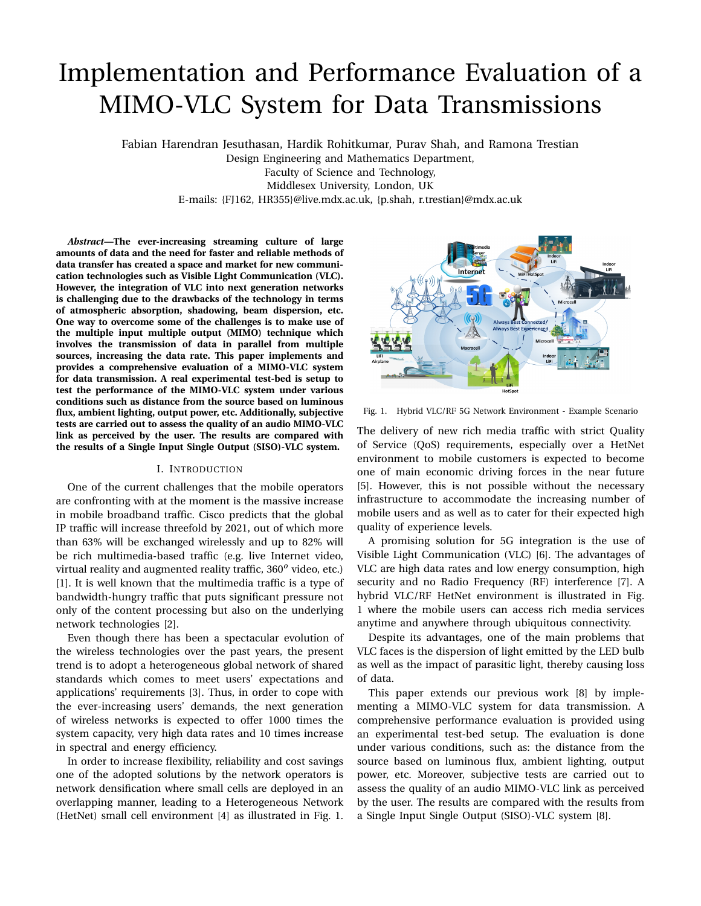# Implementation and Performance Evaluation of a MIMO-VLC System for Data Transmissions

Fabian Harendran Jesuthasan, Hardik Rohitkumar, Purav Shah, and Ramona Trestian
Design Engineering and Mathematics Department,
Faculty of Science and Technology,
Middlesex University, London, UK
E-mails: {FJ162, HR355}@live.mdx.ac.uk, {p.shah, r.trestian}@mdx.ac.uk

***Abstract*—The ever-increasing streaming culture of large amounts of data and the need for faster and reliable methods of data transfer has created a space and market for new communication technologies such as Visible Light Communication (VLC). However, the integration of VLC into next generation networks is challenging due to the drawbacks of the technology in terms of atmospheric absorption, shadowing, beam dispersion, etc. One way to overcome some of the challenges is to make use of the multiple input multiple output (MIMO) technique which involves the transmission of data in parallel from multiple sources, increasing the data rate. This paper implements and provides a comprehensive evaluation of a MIMO-VLC system for data transmission. A real experimental test-bed is setup to test the performance of the MIMO-VLC system under various conditions such as distance from the source based on luminous flux, ambient lighting, output power, etc. Additionally, subjective tests are carried out to assess the quality of an audio MIMO-VLC link as perceived by the user. The results are compared with the results of a Single Input Single Output (SISO)-VLC system.**

## I. Introduction

One of the current challenges that the mobile operators are confronting with at the moment is the massive increase in mobile broadband traffic. Cisco predicts that the global IP traffic will increase threefold by 2021, out of which more than 63% will be exchanged wirelessly and up to 82% will be rich multimedia-based traffic (e.g. live Internet video, virtual reality and augmented reality traffic, $360^o$ video, etc.) [1]. It is well known that the multimedia traffic is a type of bandwidth-hungry traffic that puts significant pressure not only of the content processing but also on the underlying network technologies [2].

Even though there has been a spectacular evolution of the wireless technologies over the past years, the present trend is to adopt a heterogeneous global network of shared standards which comes to meet users' expectations and applications' requirements [3]. Thus, in order to cope with the ever-increasing users' demands, the next generation of wireless networks is expected to offer 1000 times the system capacity, very high data rates and 10 times increase in spectral and energy efficiency.

In order to increase flexibility, reliability and cost savings one of the adopted solutions by the network operators is network densification where small cells are deployed in an overlapping manner, leading to a Heterogeneous Network (HetNet) small cell environment [4] as illustrated in Fig. 1.

Multimedia Server
Internet
WiFi HotSpot
Indoor LiFi
Indoor LiFi
5G
Microcell
Always Best Connected/ Always Best Experienced
Microcell
Macrocell
LiFi Airplane
Indoor LiFi
LiFi HotSpot

Fig. 1. Hybrid VLC/RF 5G Network Environment - Example Scenario

The delivery of new rich media traffic with strict Quality of Service (QoS) requirements, especially over a HetNet environment to mobile customers is expected to become one of main economic driving forces in the near future [5]. However, this is not possible without the necessary infrastructure to accommodate the increasing number of mobile users and as well as to cater for their expected high quality of experience levels.

A promising solution for 5G integration is the use of Visible Light Communication (VLC) [6]. The advantages of VLC are high data rates and low energy consumption, high security and no Radio Frequency (RF) interference [7]. A hybrid VLC/RF HetNet environment is illustrated in Fig. 1 where the mobile users can access rich media services anytime and anywhere through ubiquitous connectivity.

Despite its advantages, one of the main problems that VLC faces is the dispersion of light emitted by the LED bulb as well as the impact of parasitic light, thereby causing loss of data.

This paper extends our previous work [8] by implementing a MIMO-VLC system for data transmission. A comprehensive performance evaluation is provided using an experimental test-bed setup. The evaluation is done under various conditions, such as: the distance from the source based on luminous flux, ambient lighting, output power, etc. Moreover, subjective tests are carried out to assess the quality of an audio MIMO-VLC link as perceived by the user. The results are compared with the results from a Single Input Single Output (SISO)-VLC system [8].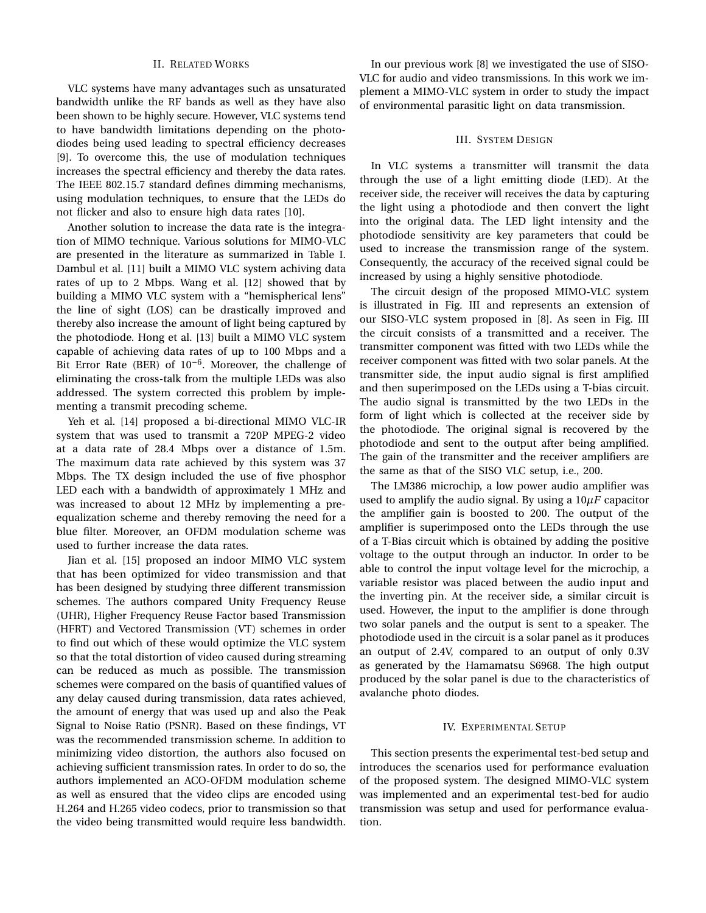## II. Related Works

VLC systems have many advantages such as unsaturated bandwidth unlike the RF bands as well as they have also been shown to be highly secure. However, VLC systems tend to have bandwidth limitations depending on the photodiodes being used leading to spectral efficiency decreases [9]. To overcome this, the use of modulation techniques increases the spectral efficiency and thereby the data rates. The IEEE 802.15.7 standard defines dimming mechanisms, using modulation techniques, to ensure that the LEDs do not flicker and also to ensure high data rates [10].

Another solution to increase the data rate is the integration of MIMO technique. Various solutions for MIMO-VLC are presented in the literature as summarized in Table I. Dambul et al. [11] built a MIMO VLC system achiving data rates of up to 2 Mbps. Wang et al. [12] showed that by building a MIMO VLC system with a "hemispherical lens" the line of sight (LOS) can be drastically improved and thereby also increase the amount of light being captured by the photodiode. Hong et al. [13] built a MIMO VLC system capable of achieving data rates of up to 100 Mbps and a Bit Error Rate (BER) of $10^{-6}$. Moreover, the challenge of eliminating the cross-talk from the multiple LEDs was also addressed. The system corrected this problem by implementing a transmit precoding scheme.

Yeh et al. [14] proposed a bi-directional MIMO VLC-IR system that was used to transmit a 720P MPEG-2 video at a data rate of 28.4 Mbps over a distance of 1.5m. The maximum data rate achieved by this system was 37 Mbps. The TX design included the use of five phosphor LED each with a bandwidth of approximately 1 MHz and was increased to about 12 MHz by implementing a pre-equalization scheme and thereby removing the need for a blue filter. Moreover, an OFDM modulation scheme was used to further increase the data rates.

Jian et al. [15] proposed an indoor MIMO VLC system that has been optimized for video transmission and that has been designed by studying three different transmission schemes. The authors compared Unity Frequency Reuse (UHR), Higher Frequency Reuse Factor based Transmission (HFRT) and Vectored Transmission (VT) schemes in order to find out which of these would optimize the VLC system so that the total distortion of video caused during streaming can be reduced as much as possible. The transmission schemes were compared on the basis of quantified values of any delay caused during transmission, data rates achieved, the amount of energy that was used up and also the Peak Signal to Noise Ratio (PSNR). Based on these findings, VT was the recommended transmission scheme. In addition to minimizing video distortion, the authors also focused on achieving sufficient transmission rates. In order to do so, the authors implemented an ACO-OFDM modulation scheme as well as ensured that the video clips are encoded using H.264 and H.265 video codecs, prior to transmission so that the video being transmitted would require less bandwidth.

In our previous work [8] we investigated the use of SISO-VLC for audio and video transmissions. In this work we implement a MIMO-VLC system in order to study the impact of environmental parasitic light on data transmission.

## III. System Design

In VLC systems a transmitter will transmit the data through the use of a light emitting diode (LED). At the receiver side, the receiver will receives the data by capturing the light using a photodiode and then convert the light into the original data. The LED light intensity and the photodiode sensitivity are key parameters that could be used to increase the transmission range of the system. Consequently, the accuracy of the received signal could be increased by using a highly sensitive photodiode.

The circuit design of the proposed MIMO-VLC system is illustrated in Fig. III and represents an extension of our SISO-VLC system proposed in [8]. As seen in Fig. III the circuit consists of a transmitted and a receiver. The transmitter component was fitted with two LEDs while the receiver component was fitted with two solar panels. At the transmitter side, the input audio signal is first amplified and then superimposed on the LEDs using a T-bias circuit. The audio signal is transmitted by the two LEDs in the form of light which is collected at the receiver side by the photodiode. The original signal is recovered by the photodiode and sent to the output after being amplified. The gain of the transmitter and the receiver amplifiers are the same as that of the SISO VLC setup, i.e., 200.

The LM386 microchip, a low power audio amplifier was used to amplify the audio signal. By using a $10\mu F$ capacitor the amplifier gain is boosted to 200. The output of the amplifier is superimposed onto the LEDs through the use of a T-Bias circuit which is obtained by adding the positive voltage to the output through an inductor. In order to be able to control the input voltage level for the microchip, a variable resistor was placed between the audio input and the inverting pin. At the receiver side, a similar circuit is used. However, the input to the amplifier is done through two solar panels and the output is sent to a speaker. The photodiode used in the circuit is a solar panel as it produces an output of 2.4V, compared to an output of only 0.3V as generated by the Hamamatsu S6968. The high output produced by the solar panel is due to the characteristics of avalanche photo diodes.

## IV. Experimental Setup

This section presents the experimental test-bed setup and introduces the scenarios used for performance evaluation of the proposed system. The designed MIMO-VLC system was implemented and an experimental test-bed for audio transmission was setup and used for performance evaluation.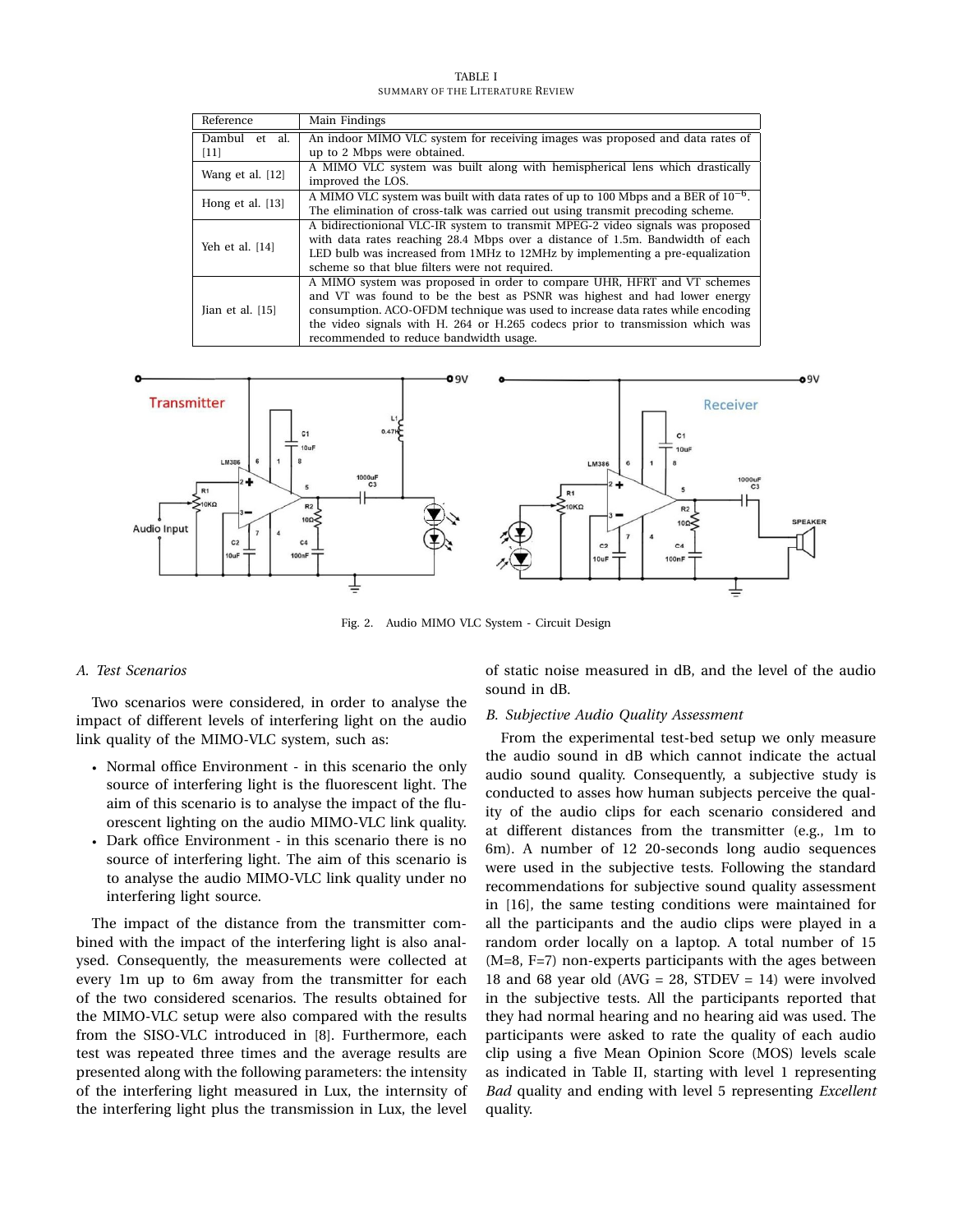TABLE I
SUMMARY OF THE LITERATURE REVIEW

| Reference | Main Findings |
|---|---|
| Dambul et al. [11] | An indoor MIMO VLC system for receiving images was proposed and data rates of up to 2 Mbps were obtained. |
| Wang et al. [12] | A MIMO VLC system was built along with hemispherical lens which drastically improved the LOS. |
| Hong et al. [13] | A MIMO VLC system was built with data rates of up to 100 Mbps and a BER of $10^{-6}$. The elimination of cross-talk was carried out using transmit precoding scheme. |
| Yeh et al. [14] | A bidirectionional VLC-IR system to transmit MPEG-2 video signals was proposed with data rates reaching 28.4 Mbps over a distance of 1.5m. Bandwidth of each LED bulb was increased from 1MHz to 12MHz by implementing a pre-equalization scheme so that blue filters were not required. |
| Jian et al. [15] | A MIMO system was proposed in order to compare UHR, HFRT and VT schemes and VT was found to be the best as PSNR was highest and had lower energy consumption. ACO-OFDM technique was used to increase data rates while encoding the video signals with H. 264 or H.265 codecs prior to transmission which was recommended to reduce bandwidth usage. |

Transmitter
Receiver
9V
LM386
Audio Input
SPEAKER

Fig. 2. Audio MIMO VLC System - Circuit Design

### A. Test Scenarios

Two scenarios were considered, in order to analyse the impact of different levels of interfering light on the audio link quality of the MIMO-VLC system, such as:

- Normal office Environment - in this scenario the only source of interfering light is the fluorescent light. The aim of this scenario is to analyse the impact of the fluorescent lighting on the audio MIMO-VLC link quality.
- Dark office Environment - in this scenario there is no source of interfering light. The aim of this scenario is to analyse the audio MIMO-VLC link quality under no interfering light source.

The impact of the distance from the transmitter combined with the impact of the interfering light is also analysed. Consequently, the measurements were collected at every 1m up to 6m away from the transmitter for each of the two considered scenarios. The results obtained for the MIMO-VLC setup were also compared with the results from the SISO-VLC introduced in [8]. Furthermore, each test was repeated three times and the average results are presented along with the following parameters: the intensity of the interfering light measured in Lux, the internsity of the interfering light plus the transmission in Lux, the level of static noise measured in dB, and the level of the audio sound in dB.

### B. Subjective Audio Quality Assessment

From the experimental test-bed setup we only measure the audio sound in dB which cannot indicate the actual audio sound quality. Consequently, a subjective study is conducted to asses how human subjects perceive the quality of the audio clips for each scenario considered and at different distances from the transmitter (e.g., 1m to 6m). A number of 12 20-seconds long audio sequences were used in the subjective tests. Following the standard recommendations for subjective sound quality assessment in [16], the same testing conditions were maintained for all the participants and the audio clips were played in a random order locally on a laptop. A total number of 15 (M=8, F=7) non-experts participants with the ages between 18 and 68 year old (AVG = 28, STDEV = 14) were involved in the subjective tests. All the participants reported that they had normal hearing and no hearing aid was used. The participants were asked to rate the quality of each audio clip using a five Mean Opinion Score (MOS) levels scale as indicated in Table II, starting with level 1 representing *Bad* quality and ending with level 5 representing *Excellent* quality.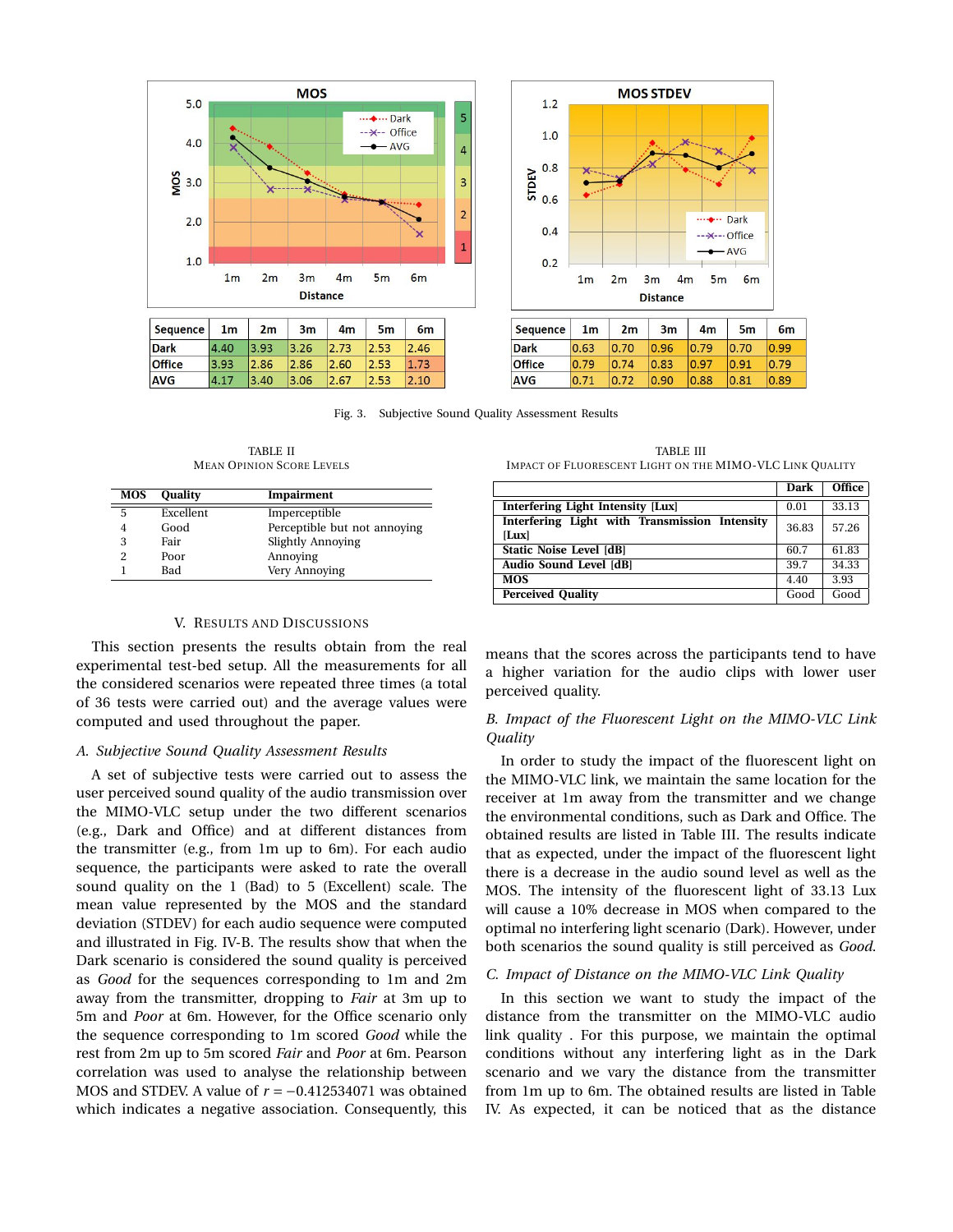MOS

5.0
4.0
3.0
2.0
1.0

MOS

1m 2m 3m 4m 5m 6m

Distance

Dark
Office
AVG

5
4
3
2
1

MOS STDEV

1.2
1.0
0.8
0.6
0.4
0.2

STDEV

1m 2m 3m 4m 5m 6m

Distance

Dark
Office
AVG

| Sequence | 1m | 2m | 3m | 4m | 5m | 6m |
|---|---|---|---|---|---|---|
| Dark | 4.40 | 3.93 | 3.26 | 2.73 | 2.53 | 2.46 |
| Office | 3.93 | 2.86 | 2.86 | 2.60 | 2.53 | 1.73 |
| AVG | 4.17 | 3.40 | 3.06 | 2.67 | 2.53 | 2.10 |

| Sequence | 1m | 2m | 3m | 4m | 5m | 6m |
|---|---|---|---|---|---|---|
| Dark | 0.63 | 0.70 | 0.96 | 0.79 | 0.70 | 0.99 |
| Office | 0.79 | 0.74 | 0.83 | 0.97 | 0.91 | 0.79 |
| AVG | 0.71 | 0.72 | 0.90 | 0.88 | 0.81 | 0.89 |

Fig. 3. Subjective Sound Quality Assessment Results

TABLE II
MEAN OPINION SCORE LEVELS

| MOS | Quality | Impairment |
|---|---|---|
| 5 | Excellent | Imperceptible |
| 4 | Good | Perceptible but not annoying |
| 3 | Fair | Slightly Annoying |
| 2 | Poor | Annoying |
| 1 | Bad | Very Annoying |

TABLE III
IMPACT OF FLUORESCENT LIGHT ON THE MIMO-VLC LINK QUALITY

| | Dark | Office |
|---|---|---|
| **Interfering Light Intensity [Lux]** | 0.01 | 33.13 |
| **Interfering Light with Transmission Intensity [Lux]** | 36.83 | 57.26 |
| **Static Noise Level [dB]** | 60.7 | 61.83 |
| **Audio Sound Level [dB]** | 39.7 | 34.33 |
| **MOS** | 4.40 | 3.93 |
| **Perceived Quality** | Good | Good |

## V. RESULTS AND DISCUSSIONS

This section presents the results obtain from the real experimental test-bed setup. All the measurements for all the considered scenarios were repeated three times (a total of 36 tests were carried out) and the average values were computed and used throughout the paper.

### A. Subjective Sound Quality Assessment Results

A set of subjective tests were carried out to assess the user perceived sound quality of the audio transmission over the MIMO-VLC setup under the two different scenarios (e.g., Dark and Office) and at different distances from the transmitter (e.g., from 1m up to 6m). For each audio sequence, the participants were asked to rate the overall sound quality on the 1 (Bad) to 5 (Excellent) scale. The mean value represented by the MOS and the standard deviation (STDEV) for each audio sequence were computed and illustrated in Fig. IV-B. The results show that when the Dark scenario is considered the sound quality is perceived as *Good* for the sequences corresponding to 1m and 2m away from the transmitter, dropping to *Fair* at 3m up to 5m and *Poor* at 6m. However, for the Office scenario only the sequence corresponding to 1m scored *Good* while the rest from 2m up to 5m scored *Fair* and *Poor* at 6m. Pearson correlation was used to analyse the relationship between MOS and STDEV. A value of $r = -0.412534071$ was obtained which indicates a negative association. Consequently, this means that the scores across the participants tend to have a higher variation for the audio clips with lower user perceived quality.

### B. Impact of the Fluorescent Light on the MIMO-VLC Link Quality

In order to study the impact of the fluorescent light on the MIMO-VLC link, we maintain the same location for the receiver at 1m away from the transmitter and we change the environmental conditions, such as Dark and Office. The obtained results are listed in Table III. The results indicate that as expected, under the impact of the fluorescent light there is a decrease in the audio sound level as well as the MOS. The intensity of the fluorescent light of 33.13 Lux will cause a 10% decrease in MOS when compared to the optimal no interfering light scenario (Dark). However, under both scenarios the sound quality is still perceived as *Good*.

### C. Impact of Distance on the MIMO-VLC Link Quality

In this section we want to study the impact of the distance from the transmitter on the MIMO-VLC audio link quality . For this purpose, we maintain the optimal conditions without any interfering light as in the Dark scenario and we vary the distance from the transmitter from 1m up to 6m. The obtained results are listed in Table IV. As expected, it can be noticed that as the distance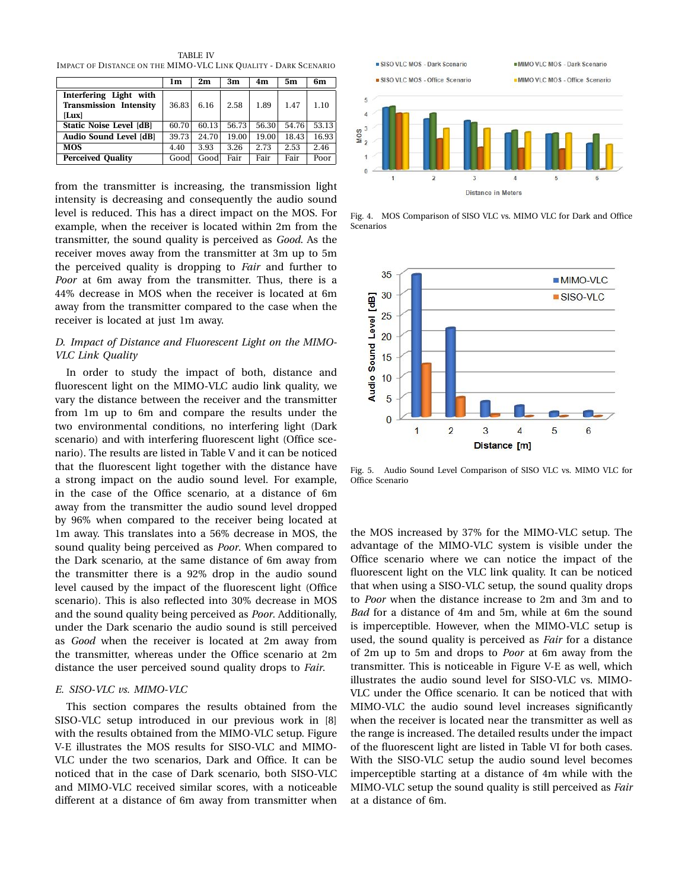TABLE IV
IMPACT OF DISTANCE ON THE MIMO-VLC LINK QUALITY - DARK SCENARIO

| | 1m | 2m | 3m | 4m | 5m | 6m |
|---|---|---|---|---|---|---|
| **Interfering Light with Transmission Intensity [Lux]** | 36.83 | 6.16 | 2.58 | 1.89 | 1.47 | 1.10 |
| **Static Noise Level [dB]** | 60.70 | 60.13 | 56.73 | 56.30 | 54.76 | 53.13 |
| **Audio Sound Level [dB]** | 39.73 | 24.70 | 19.00 | 19.00 | 18.43 | 16.93 |
| **MOS** | 4.40 | 3.93 | 3.26 | 2.73 | 2.53 | 2.46 |
| **Perceived Quality** | Good | Good | Fair | Fair | Fair | Poor |

from the transmitter is increasing, the transmission light intensity is decreasing and consequently the audio sound level is reduced. This has a direct impact on the MOS. For example, when the receiver is located within 2m from the transmitter, the sound quality is perceived as *Good*. As the receiver moves away from the transmitter at 3m up to 5m the perceived quality is dropping to *Fair* and further to *Poor* at 6m away from the transmitter. Thus, there is a 44% decrease in MOS when the receiver is located at 6m away from the transmitter compared to the case when the receiver is located at just 1m away.

### *D. Impact of Distance and Fluorescent Light on the MIMO-VLC Link Quality*

In order to study the impact of both, distance and fluorescent light on the MIMO-VLC audio link quality, we vary the distance between the receiver and the transmitter from 1m up to 6m and compare the results under the two environmental conditions, no interfering light (Dark scenario) and with interfering fluorescent light (Office scenario). The results are listed in Table V and it can be noticed that the fluorescent light together with the distance have a strong impact on the audio sound level. For example, in the case of the Office scenario, at a distance of 6m away from the transmitter the audio sound level dropped by 96% when compared to the receiver being located at 1m away. This translates into a 56% decrease in MOS, the sound quality being perceived as *Poor*. When compared to the Dark scenario, at the same distance of 6m away from the transmitter there is a 92% drop in the audio sound level caused by the impact of the fluorescent light (Office scenario). This is also reflected into 30% decrease in MOS and the sound quality being perceived as *Poor*. Additionally, under the Dark scenario the audio sound is still perceived as *Good* when the receiver is located at 2m away from the transmitter, whereas under the Office scenario at 2m distance the user perceived sound quality drops to *Fair*.

### *E. SISO-VLC vs. MIMO-VLC*

This section compares the results obtained from the SISO-VLC setup introduced in our previous work in [8] with the results obtained from the MIMO-VLC setup. Figure V-E illustrates the MOS results for SISO-VLC and MIMO-VLC under the two scenarios, Dark and Office. It can be noticed that in the case of Dark scenario, both SISO-VLC and MIMO-VLC received similar scores, with a noticeable different at a distance of 6m away from transmitter when

SISO VLC MOS - Dark Scenario
MIMO VLC MOS - Dark Scenario
SISO VLC MOS - Office Scenario
MIMO VLC MOS - Office Scenario
MOS
0 1 2 3 4 5
1 2 3 4 5 6
Distance in Meters

Fig. 4. MOS Comparison of SISO VLC vs. MIMO VLC for Dark and Office Scenarios

MIMO-VLC
SISO-VLC
Audio Sound Level [dB]
0 5 10 15 20 25 30 35
1 2 3 4 5 6
Distance [m]

Fig. 5. Audio Sound Level Comparison of SISO VLC vs. MIMO VLC for Office Scenario

the MOS increased by 37% for the MIMO-VLC setup. The advantage of the MIMO-VLC system is visible under the Office scenario where we can notice the impact of the fluorescent light on the VLC link quality. It can be noticed that when using a SISO-VLC setup, the sound quality drops to *Poor* when the distance increase to 2m and 3m and to *Bad* for a distance of 4m and 5m, while at 6m the sound is imperceptible. However, when the MIMO-VLC setup is used, the sound quality is perceived as *Fair* for a distance of 2m up to 5m and drops to *Poor* at 6m away from the transmitter. This is noticeable in Figure V-E as well, which illustrates the audio sound level for SISO-VLC vs. MIMO-VLC under the Office scenario. It can be noticed that with MIMO-VLC the audio sound level increases significantly when the receiver is located near the transmitter as well as the range is increased. The detailed results under the impact of the fluorescent light are listed in Table VI for both cases. With the SISO-VLC setup the audio sound level becomes imperceptible starting at a distance of 4m while with the MIMO-VLC setup the sound quality is still perceived as *Fair* at a distance of 6m.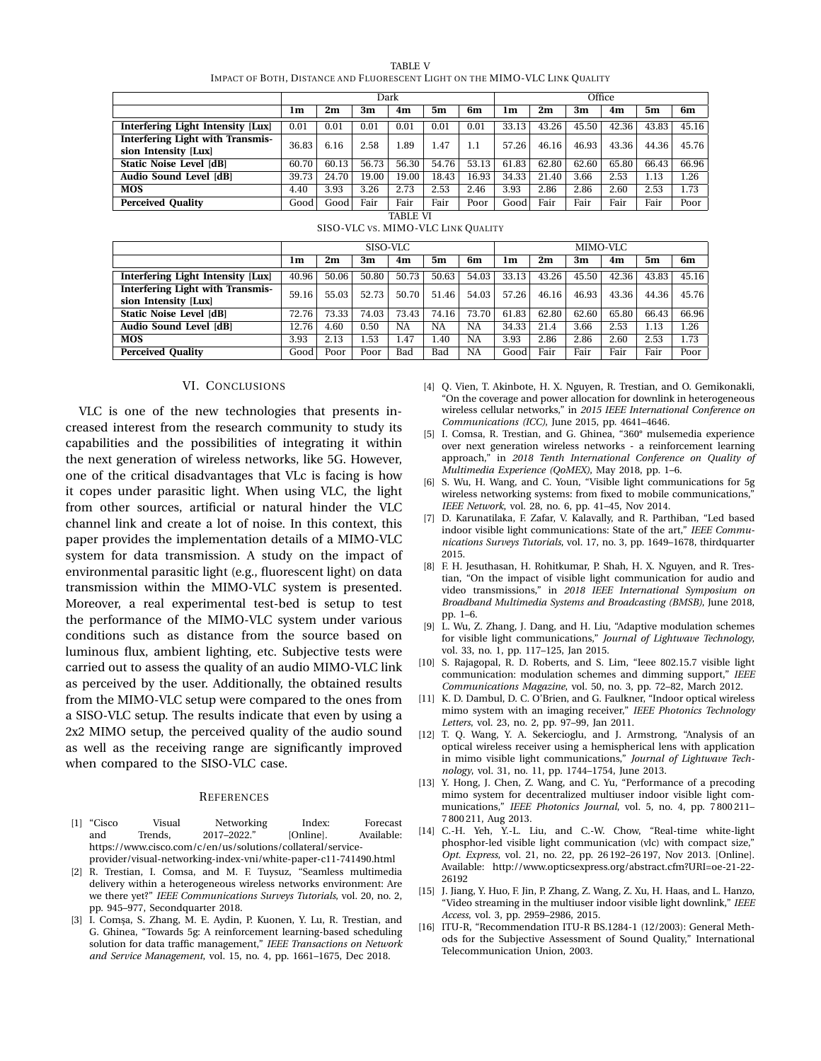TABLE V
IMPACT OF BOTH, DISTANCE AND FLUORESCENT LIGHT ON THE MIMO-VLC LINK QUALITY

| | Dark | | | | | | Office | | | | | |
|---|---|---|---|---|---|---|---|---|---|---|---|---|
| | **1m** | **2m** | **3m** | **4m** | **5m** | **6m** | **1m** | **2m** | **3m** | **4m** | **5m** | **6m** |
| **Interfering Light Intensity [Lux]** | 0.01 | 0.01 | 0.01 | 0.01 | 0.01 | 0.01 | 33.13 | 43.26 | 45.50 | 42.36 | 43.83 | 45.16 |
| **Interfering Light with Transmission Intensity [Lux]** | 36.83 | 6.16 | 2.58 | 1.89 | 1.47 | 1.1 | 57.26 | 46.16 | 46.93 | 43.36 | 44.36 | 45.76 |
| **Static Noise Level [dB]** | 60.70 | 60.13 | 56.73 | 56.30 | 54.76 | 53.13 | 61.83 | 62.80 | 62.60 | 65.80 | 66.43 | 66.96 |
| **Audio Sound Level [dB]** | 39.73 | 24.70 | 19.00 | 19.00 | 18.43 | 16.93 | 34.33 | 21.40 | 3.66 | 2.53 | 1.13 | 1.26 |
| **MOS** | 4.40 | 3.93 | 3.26 | 2.73 | 2.53 | 2.46 | 3.93 | 2.86 | 2.86 | 2.60 | 2.53 | 1.73 |
| **Perceived Quality** | Good | Good | Fair | Fair | Fair | Poor | Good | Fair | Fair | Fair | Fair | Poor |

TABLE VI
SISO-VLC VS. MIMO-VLC LINK QUALITY

| | SISO-VLC | | | | | | MIMO-VLC | | | | | |
|---|---|---|---|---|---|---|---|---|---|---|---|---|
| | **1m** | **2m** | **3m** | **4m** | **5m** | **6m** | **1m** | **2m** | **3m** | **4m** | **5m** | **6m** |
| **Interfering Light Intensity [Lux]** | 40.96 | 50.06 | 50.80 | 50.73 | 50.63 | 54.03 | 33.13 | 43.26 | 45.50 | 42.36 | 43.83 | 45.16 |
| **Interfering Light with Transmission Intensity [Lux]** | 59.16 | 55.03 | 52.73 | 50.70 | 51.46 | 54.03 | 57.26 | 46.16 | 46.93 | 43.36 | 44.36 | 45.76 |
| **Static Noise Level [dB]** | 72.76 | 73.33 | 74.03 | 73.43 | 74.16 | 73.70 | 61.83 | 62.80 | 62.60 | 65.80 | 66.43 | 66.96 |
| **Audio Sound Level [dB]** | 12.76 | 4.60 | 0.50 | NA | NA | NA | 34.33 | 21.4 | 3.66 | 2.53 | 1.13 | 1.26 |
| **MOS** | 3.93 | 2.13 | 1.53 | 1.47 | 1.40 | NA | 3.93 | 2.86 | 2.86 | 2.60 | 2.53 | 1.73 |
| **Perceived Quality** | Good | Poor | Poor | Bad | Bad | NA | Good | Fair | Fair | Fair | Fair | Poor |

## VI. CONCLUSIONS

VLC is one of the new technologies that presents increased interest from the research community to study its capabilities and the possibilities of integrating it within the next generation of wireless networks, like 5G. However, one of the critical disadvantages that VLc is facing is how it copes under parasitic light. When using VLC, the light from other sources, artificial or natural hinder the VLC channel link and create a lot of noise. In this context, this paper provides the implementation details of a MIMO-VLC system for data transmission. A study on the impact of environmental parasitic light (e.g., fluorescent light) on data transmission within the MIMO-VLC system is presented. Moreover, a real experimental test-bed is setup to test the performance of the MIMO-VLC system under various conditions such as distance from the source based on luminous flux, ambient lighting, etc. Subjective tests were carried out to assess the quality of an audio MIMO-VLC link as perceived by the user. Additionally, the obtained results from the MIMO-VLC setup were compared to the ones from a SISO-VLC setup. The results indicate that even by using a 2x2 MIMO setup, the perceived quality of the audio sound as well as the receiving range are significantly improved when compared to the SISO-VLC case.

## REFERENCES

[1] "Cisco Visual Networking Index: Forecast and Trends, 2017–2022." [Online]. Available: https://www.cisco.com/c/en/us/solutions/collateral/service-provider/visual-networking-index-vni/white-paper-c11-741490.html

[2] R. Trestian, I. Comsa, and M. F. Tuysuz, "Seamless multimedia delivery within a heterogeneous wireless networks environment: Are we there yet?" *IEEE Communications Surveys Tutorials*, vol. 20, no. 2, pp. 945–977, Secondquarter 2018.

[3] I. Comşa, S. Zhang, M. E. Aydin, P. Kuonen, Y. Lu, R. Trestian, and G. Ghinea, "Towards 5g: A reinforcement learning-based scheduling solution for data traffic management," *IEEE Transactions on Network and Service Management*, vol. 15, no. 4, pp. 1661–1675, Dec 2018.

[4] Q. Vien, T. Akinbote, H. X. Nguyen, R. Trestian, and O. Gemikonakli, "On the coverage and power allocation for downlink in heterogeneous wireless cellular networks," in *2015 IEEE International Conference on Communications (ICC)*, June 2015, pp. 4641–4646.

[5] I. Comsa, R. Trestian, and G. Ghinea, "360° mulsemedia experience over next generation wireless networks - a reinforcement learning approach," in *2018 Tenth International Conference on Quality of Multimedia Experience (QoMEX)*, May 2018, pp. 1–6.

[6] S. Wu, H. Wang, and C. Youn, "Visible light communications for 5g wireless networking systems: from fixed to mobile communications," *IEEE Network*, vol. 28, no. 6, pp. 41–45, Nov 2014.

[7] D. Karunatilaka, F. Zafar, V. Kalavally, and R. Parthiban, "Led based indoor visible light communications: State of the art," *IEEE Communications Surveys Tutorials*, vol. 17, no. 3, pp. 1649–1678, thirdquarter 2015.

[8] F. H. Jesuthasan, H. Rohitkumar, P. Shah, H. X. Nguyen, and R. Trestian, "On the impact of visible light communication for audio and video transmissions," in *2018 IEEE International Symposium on Broadband Multimedia Systems and Broadcasting (BMSB)*, June 2018, pp. 1–6.

[9] L. Wu, Z. Zhang, J. Dang, and H. Liu, "Adaptive modulation schemes for visible light communications," *Journal of Lightwave Technology*, vol. 33, no. 1, pp. 117–125, Jan 2015.

[10] S. Rajagopal, R. D. Roberts, and S. Lim, "Ieee 802.15.7 visible light communication: modulation schemes and dimming support," *IEEE Communications Magazine*, vol. 50, no. 3, pp. 72–82, March 2012.

[11] K. D. Dambul, D. C. O'Brien, and G. Faulkner, "Indoor optical wireless mimo system with an imaging receiver," *IEEE Photonics Technology Letters*, vol. 23, no. 2, pp. 97–99, Jan 2011.

[12] T. Q. Wang, Y. A. Sekercioglu, and J. Armstrong, "Analysis of an optical wireless receiver using a hemispherical lens with application in mimo visible light communications," *Journal of Lightwave Technology*, vol. 31, no. 11, pp. 1744–1754, June 2013.

[13] Y. Hong, J. Chen, Z. Wang, and C. Yu, "Performance of a precoding mimo system for decentralized multiuser indoor visible light communications," *IEEE Photonics Journal*, vol. 5, no. 4, pp. 7 800 211–7 800 211, Aug 2013.

[14] C.-H. Yeh, Y.-L. Liu, and C.-W. Chow, "Real-time white-light phosphor-led visible light communication (vlc) with compact size," *Opt. Express*, vol. 21, no. 22, pp. 26 192–26 197, Nov 2013. [Online]. Available: http://www.opticsexpress.org/abstract.cfm?URI=oe-21-22-26192

[15] J. Jiang, Y. Huo, F. Jin, P. Zhang, Z. Wang, Z. Xu, H. Haas, and L. Hanzo, "Video streaming in the multiuser indoor visible light downlink," *IEEE Access*, vol. 3, pp. 2959–2986, 2015.

[16] ITU-R, "Recommendation ITU-R BS.1284-1 (12/2003): General Methods for the Subjective Assessment of Sound Quality," International Telecommunication Union, 2003.